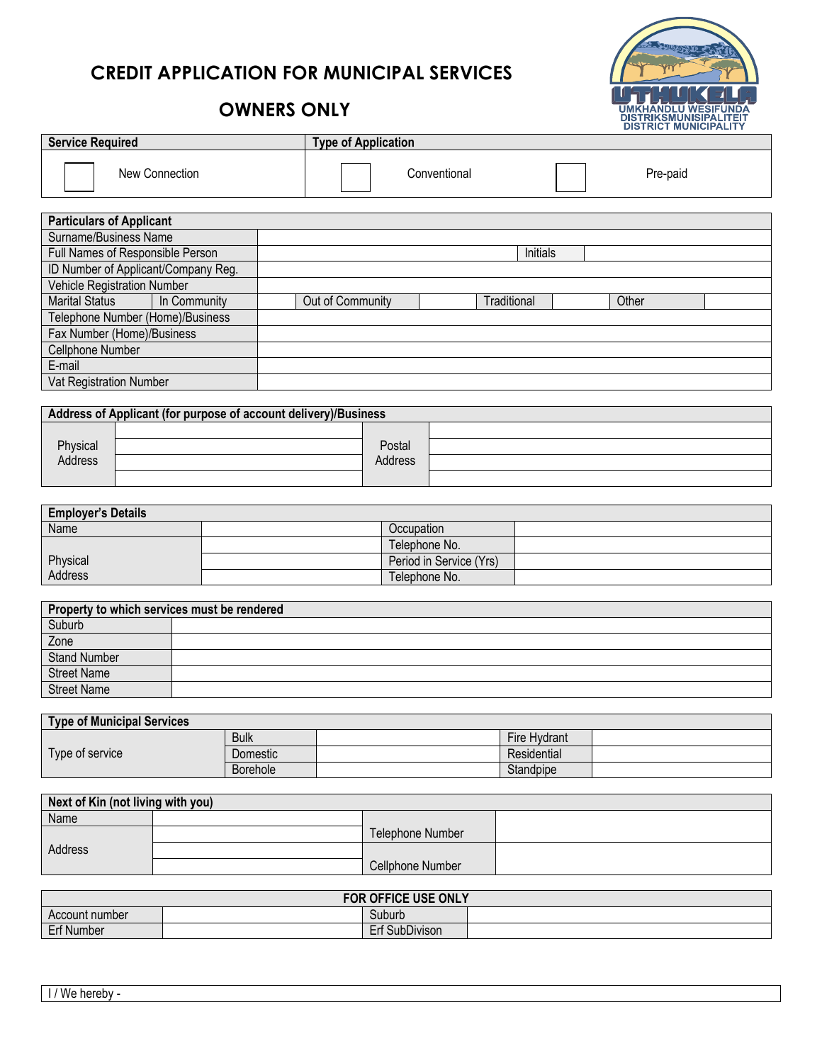# CREDIT APPLICATION FOR MUNICIPAL SERVICES

## OWNERS ONLY

UTHUKELA
UMKHANDLU WESIFUNDA
DISTRIKSMUNISIPALITEIT
DISTRICT MUNICIPALITY

| **Service Required** | **Type of Application** | |
|---|---|---|
| ☐ New Connection | ☐ Conventional | ☐ Pre-paid |

| **Particulars of Applicant** | | | | | | | |
|---|---|---|---|---|---|---|---|
| Surname/Business Name | | | | | | | |
| Full Names of Responsible Person | | | | | Initials | | |
| ID Number of Applicant/Company Reg. | | | | | | | |
| Vehicle Registration Number | | | | | | | |
| Marital Status | In Community | | Out of Community | | Traditional | | Other |
| Telephone Number (Home)/Business | | | | | | | |
| Fax Number (Home)/Business | | | | | | | |
| Cellphone Number | | | | | | | |
| E-mail | | | | | | | |
| Vat Registration Number | | | | | | | |

| **Address of Applicant (for purpose of account delivery)/Business** | | | |
|---|---|---|---|
| Physical Address | | Postal Address | |
| | | | |
| | | | |
| | | | |

| **Employer's Details** | | | |
|---|---|---|---|
| Name | | Occupation | |
| Physical Address | | Telephone No. | |
| | | Period in Service (Yrs) | |
| | | Telephone No. | |

| **Property to which services must be rendered** | |
|---|---|
| Suburb | |
| Zone | |
| Stand Number | |
| Street Name | |
| Street Name | |

| **Type of Municipal Services** | | | | |
|---|---|---|---|---|
| Type of service | Bulk | | Fire Hydrant | |
| | Domestic | | Residential | |
| | Borehole | | Standpipe | |

| **Next of Kin (not living with you)** | | | |
|---|---|---|---|
| Name | | Telephone Number | |
| Address | | | |
| | | Cellphone Number | |

| **FOR OFFICE USE ONLY** | | | |
|---|---|---|---|
| Account number | | Suburb | |
| Erf Number | | Erf SubDivison | |

I / We hereby -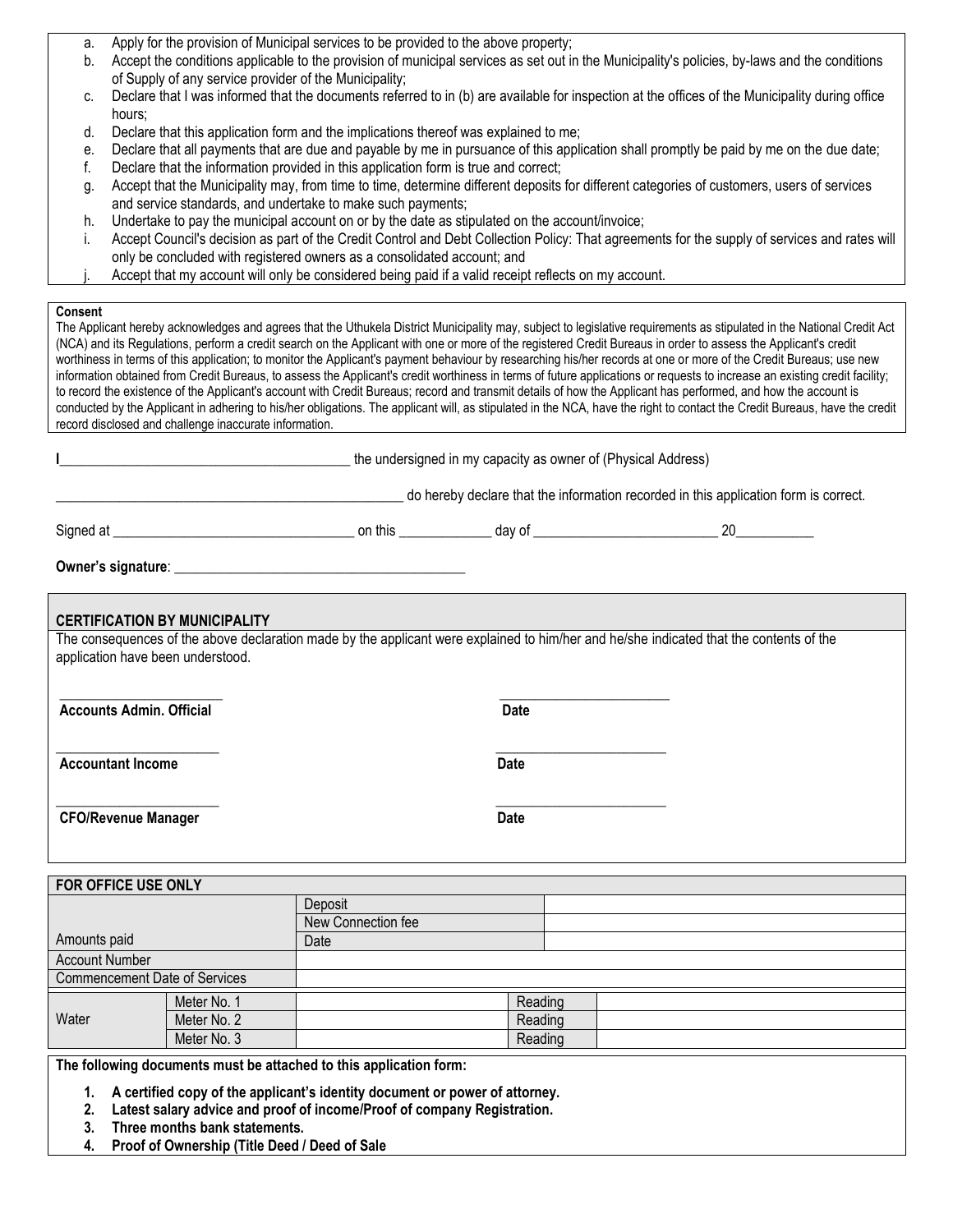a. Apply for the provision of Municipal services to be provided to the above property;
b. Accept the conditions applicable to the provision of municipal services as set out in the Municipality's policies, by-laws and the conditions of Supply of any service provider of the Municipality;
c. Declare that I was informed that the documents referred to in (b) are available for inspection at the offices of the Municipality during office hours;
d. Declare that this application form and the implications thereof was explained to me;
e. Declare that all payments that are due and payable by me in pursuance of this application shall promptly be paid by me on the due date;
f. Declare that the information provided in this application form is true and correct;
g. Accept that the Municipality may, from time to time, determine different deposits for different categories of customers, users of services and service standards, and undertake to make such payments;
h. Undertake to pay the municipal account on or by the date as stipulated on the account/invoice;
i. Accept Council's decision as part of the Credit Control and Debt Collection Policy: That agreements for the supply of services and rates will only be concluded with registered owners as a consolidated account; and
j. Accept that my account will only be considered being paid if a valid receipt reflects on my account.

**Consent**

The Applicant hereby acknowledges and agrees that the Uthukela District Municipality may, subject to legislative requirements as stipulated in the National Credit Act (NCA) and its Regulations, perform a credit search on the Applicant with one or more of the registered Credit Bureaus in order to assess the Applicant's credit worthiness in terms of this application; to monitor the Applicant's payment behaviour by researching his/her records at one or more of the Credit Bureaus; use new information obtained from Credit Bureaus, to assess the Applicant's credit worthiness in terms of future applications or requests to increase an existing credit facility; to record the existence of the Applicant's account with Credit Bureaus; record and transmit details of how the Applicant has performed, and how the account is conducted by the Applicant in adhering to his/her obligations. The applicant will, as stipulated in the NCA, have the right to contact the Credit Bureaus, have the credit record disclosed and challenge inaccurate information.

I__________________________________________ the undersigned in my capacity as owner of (Physical Address)

___________________________________________________ do hereby declare that the information recorded in this application form is correct.

Signed at __________________________________ on this _____________ day of ___________________________ 20___________

**Owner's signature**: __________________________________________

**CERTIFICATION BY MUNICIPALITY**

The consequences of the above declaration made by the applicant were explained to him/her and he/she indicated that the contents of the application have been understood.

________________________ ________________________

**Accounts Admin. Official** **Date**

________________________ ________________________

**Accountant Income** **Date**

________________________ ________________________

**CFO/Revenue Manager** **Date**

| **FOR OFFICE USE ONLY** | | | | |
|---|---|---|---|---|
| Amounts paid | | Deposit | | |
| | | New Connection fee | | |
| | | Date | | |
| Account Number | | | | |
| Commencement Date of Services | | | | |
| Water | Meter No. 1 | | Reading | |
| | Meter No. 2 | | Reading | |
| | Meter No. 3 | | Reading | |

**The following documents must be attached to this application form:**

1. **A certified copy of the applicant's identity document or power of attorney.**
2. **Latest salary advice and proof of income/Proof of company Registration.**
3. **Three months bank statements.**
4. **Proof of Ownership (Title Deed / Deed of Sale**